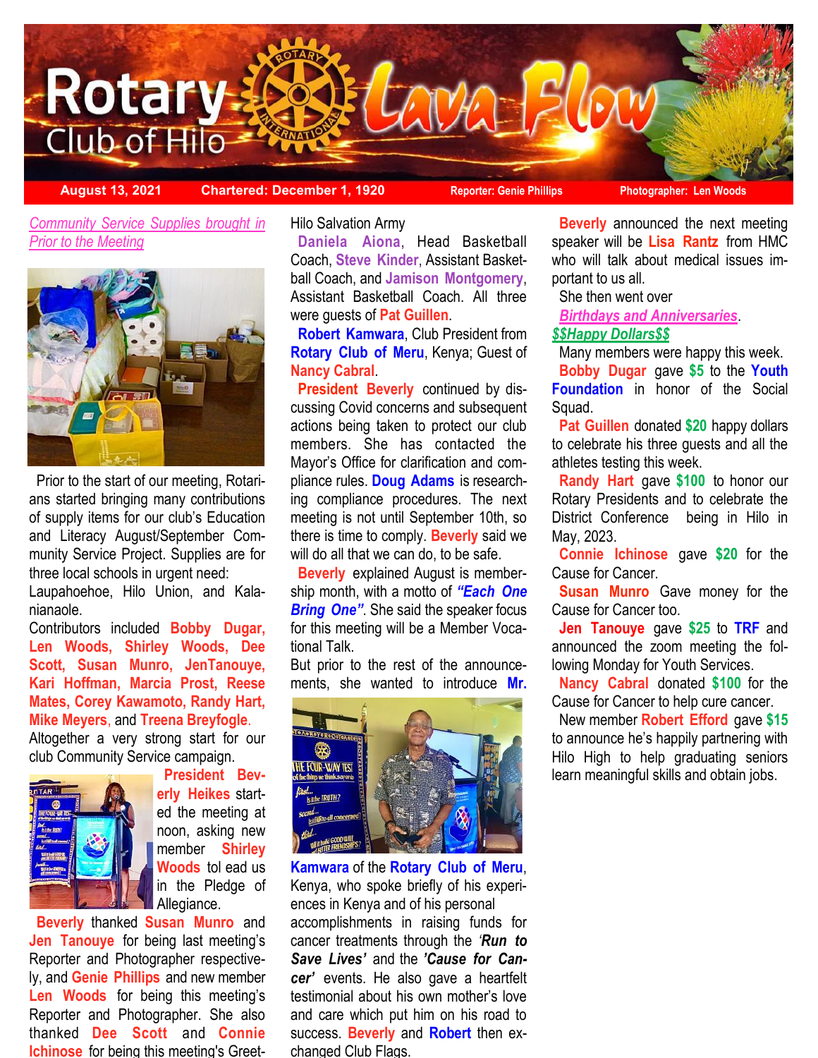# Rotary Club of Hilo Lava Flow

**August 13, 2021** | **Chartered: December 1, 1920** | **Reporter: Genie Phillips** | **Photographer: Len Woods**

*Community Service Supplies brought in Prior to the Meeting*

Prior to the start of our meeting, Rotarians started bringing many contributions of supply items for our club's Education and Literacy August/September Community Service Project. Supplies are for three local schools in urgent need:
Laupahoehoe, Hilo Union, and Kalanianaole.
Contributors included **Bobby Dugar, Len Woods, Shirley Woods, Dee Scott, Susan Munro, JenTanouye, Kari Hoffman, Marcia Prost, Reese Mates, Corey Kawamoto, Randy Hart, Mike Meyers**, and **Treena Breyfogle**.
Altogether a very strong start for our club Community Service campaign.

**President Beverly Heikes** started the meeting at noon, asking new member **Shirley Woods** tol ead us in the Pledge of Allegiance.

**Beverly** thanked **Susan Munro** and **Jen Tanouye** for being last meeting's Reporter and Photographer respectively, and **Genie Phillips** and new member **Len Woods** for being this meeting's Reporter and Photographer. She also thanked **Dee Scott** and **Connie Ichinose** for being this meeting's Greet-

Hilo Salvation Army
**Daniela Aiona**, Head Basketball Coach, **Steve Kinder**, Assistant Basketball Coach, and **Jamison Montgomery**, Assistant Basketball Coach. All three were guests of **Pat Guillen**.

**Robert Kamwara**, Club President from **Rotary Club of Meru**, Kenya; Guest of **Nancy Cabral**.

**President Beverly** continued by discussing Covid concerns and subsequent actions being taken to protect our club members. She has contacted the Mayor's Office for clarification and compliance rules. **Doug Adams** is researching compliance procedures. The next meeting is not until September 10th, so there is time to comply. **Beverly** said we will do all that we can do, to be safe.

**Beverly** explained August is membership month, with a motto of ***"Each One Bring One"***. She said the speaker focus for this meeting will be a Member Vocational Talk.

But prior to the rest of the announcements, she wanted to introduce **Mr. Kamwara** of the **Rotary Club of Meru**, Kenya, who spoke briefly of his experiences in Kenya and of his personal accomplishments in raising funds for cancer treatments through the ***'Run to Save Lives'*** and the ***'Cause for Cancer'*** events. He also gave a heartfelt testimonial about his own mother's love and care which put him on his road to success. **Beverly** and **Robert** then exchanged Club Flags.

**Beverly** announced the next meeting speaker will be **Lisa Rantz** from HMC who will talk about medical issues important to us all.

She then went over *Birthdays and Anniversaries*.

***$$Happy Dollars$$***

Many members were happy this week.

**Bobby Dugar** gave **$5** to the **Youth Foundation** in honor of the Social Squad.

**Pat Guillen** donated **$20** happy dollars to celebrate his three guests and all the athletes testing this week.

**Randy Hart** gave **$100** to honor our Rotary Presidents and to celebrate the District Conference being in Hilo in May, 2023.

**Connie Ichinose** gave **$20** for the Cause for Cancer.

**Susan Munro** Gave money for the Cause for Cancer too.

**Jen Tanouye** gave **$25** to **TRF** and announced the zoom meeting the following Monday for Youth Services.

**Nancy Cabral** donated **$100** for the Cause for Cancer to help cure cancer.

New member **Robert Efford** gave **$15** to announce he's happily partnering with Hilo High to help graduating seniors learn meaningful skills and obtain jobs.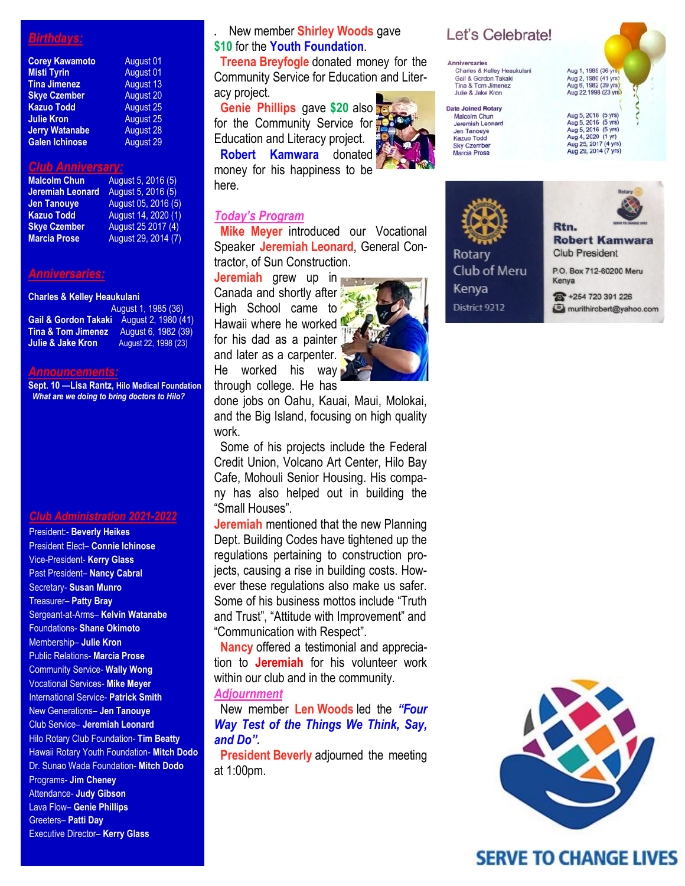## *Birthdays:*

| | |
|---|---|
| **Corey Kawamoto** | August 01 |
| **Misti Tyrin** | August 01 |
| **Tina Jimenez** | August 13 |
| **Skye Czember** | August 20 |
| **Kazuo Todd** | August 25 |
| **Julie Kron** | August 25 |
| **Jerry Watanabe** | August 28 |
| **Galen Ichinose** | August 29 |

## *Club Anniversary:*

| | |
|---|---|
| **Malcolm Chun** | August 5, 2016 (5) |
| **Jeremiah Leonard** | August 5, 2016 (5) |
| **Jen Tanouye** | August 05, 2016 (5) |
| **Kazuo Todd** | August 14, 2020 (1) |
| **Skye Czember** | August 25 2017 (4) |
| **Marcia Prose** | August 29, 2014 (7) |

## *Anniversaries:*

| | |
|---|---|
| **Charles & Kelley Heaukulani** | August 1, 1985 (36) |
| **Gail & Gordon Takaki** | August 2, 1980 (41) |
| **Tina & Tom Jimenez** | August 6, 1982 (39) |
| **Julie & Jake Kron** | August 22, 1998 (23) |

## *Announcements:*

**Sept. 10 —Lisa Rantz, Hilo Medical Foundation**
***What are we doing to bring doctors to Hilo?***

## *Club Administration 2021-2022*

President:- **Beverly Heikes**
President Elect– **Connie Ichinose**
Vice-President- **Kerry Glass**
Past President– **Nancy Cabral**
Secretary- **Susan Munro**
Treasurer– **Patty Bray**
Sergeant-at-Arms– **Kelvin Watanabe**
Foundations- **Shane Okimoto**
Membership– **Julie Kron**
Public Relations- **Marcia Prose**
Community Service- **Wally Wong**
Vocational Services- **Mike Meyer**
International Service- **Patrick Smith**
New Generations– **Jen Tanouye**
Club Service– **Jeremiah Leonard**
Hilo Rotary Club Foundation- **Tim Beatty**
Hawaii Rotary Youth Foundation- **Mitch Dodo**
Dr. Sunao Wada Foundation- **Mitch Dodo**
Programs- **Jim Cheney**
Attendance- **Judy Gibson**
Lava Flow– **Genie Phillips**
Greeters– **Patti Day**
Executive Director– **Kerry Glass**

. New member **Shirley Woods** gave **$10** for the **Youth Foundation**.

**Treena Breyfogle** donated money for the Community Service for Education and Literacy project.

**Genie Phillips** gave **$20** also for the Community Service for Education and Literacy project.

**Robert Kamwara** donated money for his happiness to be here.

## *Today's Program*

**Mike Meyer** introduced our Vocational Speaker **Jeremiah Leonard**, General Contractor, of Sun Construction.

**Jeremiah** grew up in Canada and shortly after High School came to Hawaii where he worked for his dad as a painter and later as a carpenter. He worked his way through college. He has done jobs on Oahu, Kauai, Maui, Molokai, and the Big Island, focusing on high quality work.

Some of his projects include the Federal Credit Union, Volcano Art Center, Hilo Bay Cafe, Mohouli Senior Housing. His company has also helped out in building the "Small Houses".

**Jeremiah** mentioned that the new Planning Dept. Building Codes have tightened up the regulations pertaining to construction projects, causing a rise in building costs. However these regulations also make us safer. Some of his business mottos include "Truth and Trust", "Attitude with Improvement" and "Communication with Respect".

**Nancy** offered a testimonial and appreciation to **Jeremiah** for his volunteer work within our club and in the community.

## *Adjournment*

New member **Len Woods** led the ***"Four Way Test of the Things We Think, Say, and Do".***

**President Beverly** adjourned the meeting at 1:00pm.

## Let's Celebrate!

**Anniversaries**

| | |
|---|---|
| Charles & Kelley Heaukulani | Aug 1, 1985 (36 yrs) |
| Gail & Gordon Takaki | Aug 2, 1980 (41 yrs) |
| Tina & Tom Jimenez | Aug 6, 1982 (39 yrs) |
| Julie & Jake Kron | Aug 22,1998 (23 yrs) |

**Date Joined Rotary**

| | |
|---|---|
| Malcolm Chun | Aug 5, 2016 (5 yrs) |
| Jeremiah Leonard | Aug 5, 2016 (5 yrs) |
| Jen Tanouye | Aug 5, 2016 (5 yrs) |
| Kazuo Todd | Aug 4, 2020 (1 yr) |
| Sky Czember | Aug 25, 2017 (4 yrs) |
| Marcia Prose | Aug 29, 2014 (7 yrs) |

Rotary Club of Meru Kenya
District 9212

**Rtn. Robert Kamwara**
Club President
P.O. Box 712-60200 Meru Kenya
+254 720 391 226
murithirobert@yahoo.com

SERVE TO CHANGE LIVES